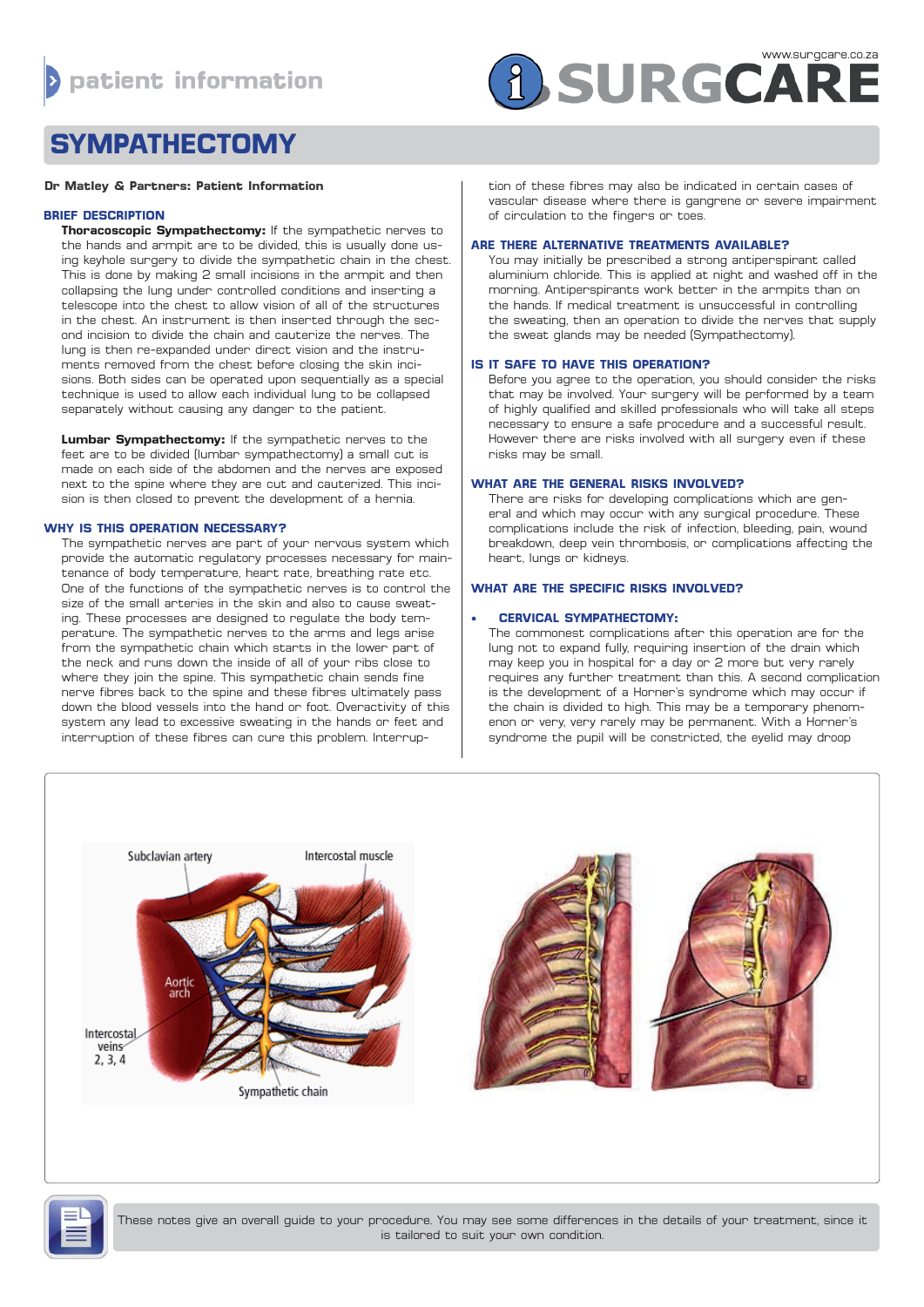# SYMPATHECTOMY

**Dr Matley & Partners: Patient Information**

## BRIEF DESCRIPTION

**Thoracoscopic Sympathectomy:** If the sympathetic nerves to the hands and armpit are to be divided, this is usually done using keyhole surgery to divide the sympathetic chain in the chest. This is done by making 2 small incisions in the armpit and then collapsing the lung under controlled conditions and inserting a telescope into the chest to allow vision of all of the structures in the chest. An instrument is then inserted through the second incision to divide the chain and cauterize the nerves. The lung is then re-expanded under direct vision and the instruments removed from the chest before closing the skin incisions. Both sides can be operated upon sequentially as a special technique is used to allow each individual lung to be collapsed separately without causing any danger to the patient.

**Lumbar Sympathectomy:** If the sympathetic nerves to the feet are to be divided (lumbar sympathectomy) a small cut is made on each side of the abdomen and the nerves are exposed next to the spine where they are cut and cauterized. This incision is then closed to prevent the development of a hernia.

## WHY IS THIS OPERATION NECESSARY?

The sympathetic nerves are part of your nervous system which provide the automatic regulatory processes necessary for maintenance of body temperature, heart rate, breathing rate etc. One of the functions of the sympathetic nerves is to control the size of the small arteries in the skin and also to cause sweating. These processes are designed to regulate the body temperature. The sympathetic nerves to the arms and legs arise from the sympathetic chain which starts in the lower part of the neck and runs down the inside of all of your ribs close to where they join the spine. This sympathetic chain sends fine nerve fibres back to the spine and these fibres ultimately pass down the blood vessels into the hand or foot. Overactivity of this system any lead to excessive sweating in the hands or feet and interruption of these fibres can cure this problem. Interruption of these fibres may also be indicated in certain cases of vascular disease where there is gangrene or severe impairment of circulation to the fingers or toes.

## ARE THERE ALTERNATIVE TREATMENTS AVAILABLE?

You may initially be prescribed a strong antiperspirant called aluminium chloride. This is applied at night and washed off in the morning. Antiperspirants work better in the armpits than on the hands. If medical treatment is unsuccessful in controlling the sweating, then an operation to divide the nerves that supply the sweat glands may be needed (Sympathectomy).

## IS IT SAFE TO HAVE THIS OPERATION?

Before you agree to the operation, you should consider the risks that may be involved. Your surgery will be performed by a team of highly qualified and skilled professionals who will take all steps necessary to ensure a safe procedure and a successful result. However there are risks involved with all surgery even if these risks may be small.

## WHAT ARE THE GENERAL RISKS INVOLVED?

There are risks for developing complications which are general and which may occur with any surgical procedure. These complications include the risk of infection, bleeding, pain, wound breakdown, deep vein thrombosis, or complications affecting the heart, lungs or kidneys.

## WHAT ARE THE SPECIFIC RISKS INVOLVED?

- **CERVICAL SYMPATHECTOMY:**

The commonest complications after this operation are for the lung not to expand fully, requiring insertion of the drain which may keep you in hospital for a day or 2 more but very rarely requires any further treatment than this. A second complication is the development of a Horner's syndrome which may occur if the chain is divided to high. This may be a temporary phenomenon or very, very rarely may be permanent. With a Horner's syndrome the pupil will be constricted, the eyelid may droop

These notes give an overall guide to your procedure. You may see some differences in the details of your treatment, since it is tailored to suit your own condition.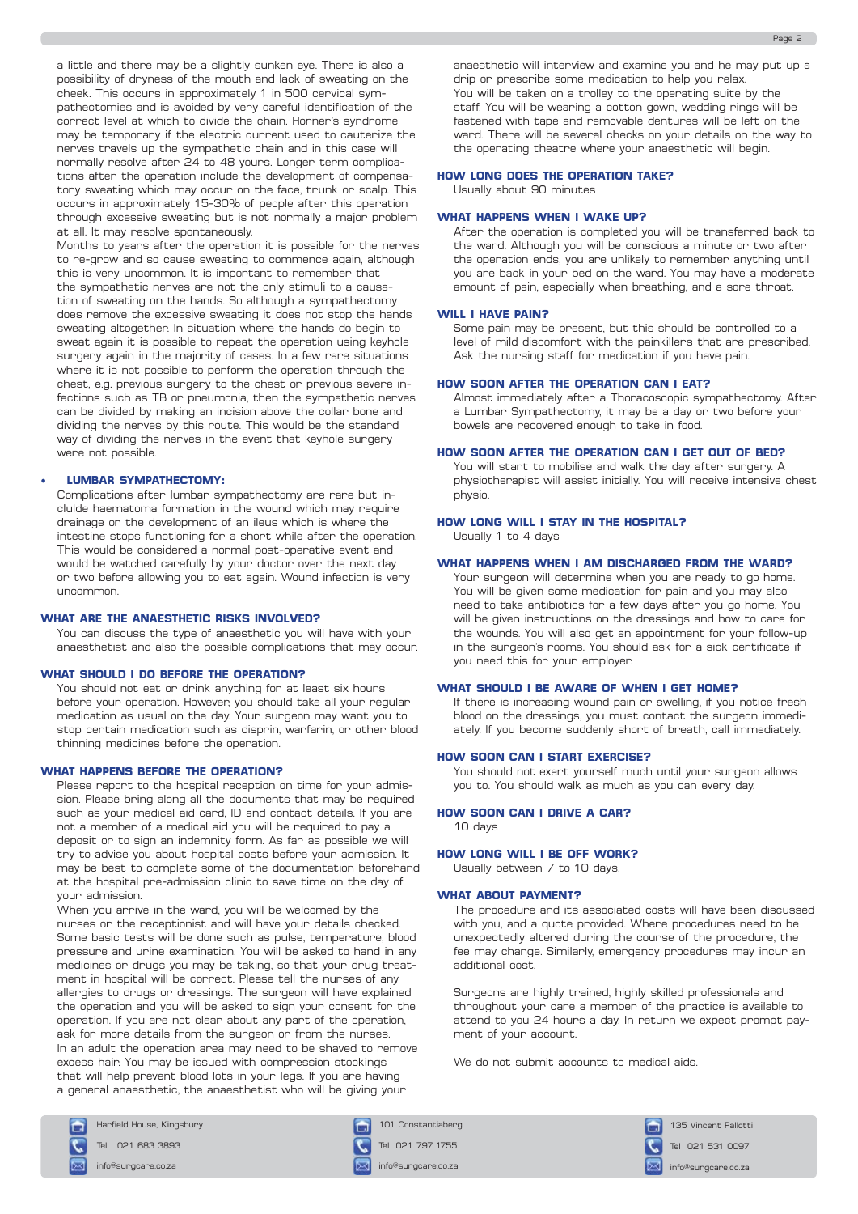a little and there may be a slightly sunken eye. There is also a possibility of dryness of the mouth and lack of sweating on the cheek. This occurs in approximately 1 in 500 cervical sympathectomies and is avoided by very careful identification of the correct level at which to divide the chain. Horner's syndrome may be temporary if the electric current used to cauterize the nerves travels up the sympathetic chain and in this case will normally resolve after 24 to 48 yours. Longer term complications after the operation include the development of compensatory sweating which may occur on the face, trunk or scalp. This occurs in approximately 15-30% of people after this operation through excessive sweating but is not normally a major problem at all. It may resolve spontaneously.

Months to years after the operation it is possible for the nerves to re-grow and so cause sweating to commence again, although this is very uncommon. It is important to remember that the sympathetic nerves are not the only stimuli to a causation of sweating on the hands. So although a sympathectomy does remove the excessive sweating it does not stop the hands sweating altogether. In situation where the hands do begin to sweat again it is possible to repeat the operation using keyhole surgery again in the majority of cases. In a few rare situations where it is not possible to perform the operation through the chest, e.g. previous surgery to the chest or previous severe infections such as TB or pneumonia, then the sympathetic nerves can be divided by making an incision above the collar bone and dividing the nerves by this route. This would be the standard way of dividing the nerves in the event that keyhole surgery were not possible.

- **LUMBAR SYMPATHECTOMY:**

  Complications after lumbar sympathectomy are rare but inclulde haematoma formation in the wound which may require drainage or the development of an ileus which is where the intestine stops functioning for a short while after the operation. This would be considered a normal post-operative event and would be watched carefully by your doctor over the next day or two before allowing you to eat again. Wound infection is very uncommon.

## WHAT ARE THE ANAESTHETIC RISKS INVOLVED?

You can discuss the type of anaesthetic you will have with your anaesthetist and also the possible complications that may occur.

## WHAT SHOULD I DO BEFORE THE OPERATION?

You should not eat or drink anything for at least six hours before your operation. However, you should take all your regular medication as usual on the day. Your surgeon may want you to stop certain medication such as disprin, warfarin, or other blood thinning medicines before the operation.

## WHAT HAPPENS BEFORE THE OPERATION?

Please report to the hospital reception on time for your admission. Please bring along all the documents that may be required such as your medical aid card, ID and contact details. If you are not a member of a medical aid you will be required to pay a deposit or to sign an indemnity form. As far as possible we will try to advise you about hospital costs before your admission. It may be best to complete some of the documentation beforehand at the hospital pre-admission clinic to save time on the day of your admission.

When you arrive in the ward, you will be welcomed by the nurses or the receptionist and will have your details checked. Some basic tests will be done such as pulse, temperature, blood pressure and urine examination. You will be asked to hand in any medicines or drugs you may be taking, so that your drug treatment in hospital will be correct. Please tell the nurses of any allergies to drugs or dressings. The surgeon will have explained the operation and you will be asked to sign your consent for the operation. If you are not clear about any part of the operation, ask for more details from the surgeon or from the nurses.

In an adult the operation area may need to be shaved to remove excess hair. You may be issued with compression stockings that will help prevent blood lots in your legs. If you are having a general anaesthetic, the anaesthetist who will be giving your anaesthetic will interview and examine you and he may put up a drip or prescribe some medication to help you relax.

You will be taken on a trolley to the operating suite by the staff. You will be wearing a cotton gown, wedding rings will be fastened with tape and removable dentures will be left on the ward. There will be several checks on your details on the way to the operating theatre where your anaesthetic will begin.

## HOW LONG DOES THE OPERATION TAKE?

Usually about 90 minutes

## WHAT HAPPENS WHEN I WAKE UP?

After the operation is completed you will be transferred back to the ward. Although you will be conscious a minute or two after the operation ends, you are unlikely to remember anything until you are back in your bed on the ward. You may have a moderate amount of pain, especially when breathing, and a sore throat.

## WILL I HAVE PAIN?

Some pain may be present, but this should be controlled to a level of mild discomfort with the painkillers that are prescribed. Ask the nursing staff for medication if you have pain.

## HOW SOON AFTER THE OPERATION CAN I EAT?

Almost immediately after a Thoracoscopic sympathectomy. After a Lumbar Sympathectomy, it may be a day or two before your bowels are recovered enough to take in food.

## HOW SOON AFTER THE OPERATION CAN I GET OUT OF BED?

You will start to mobilise and walk the day after surgery. A physiotherapist will assist initially. You will receive intensive chest physio.

## HOW LONG WILL I STAY IN THE HOSPITAL?

Usually 1 to 4 days

## WHAT HAPPENS WHEN I AM DISCHARGED FROM THE WARD?

Your surgeon will determine when you are ready to go home. You will be given some medication for pain and you may also need to take antibiotics for a few days after you go home. You will be given instructions on the dressings and how to care for the wounds. You will also get an appointment for your follow-up in the surgeon's rooms. You should ask for a sick certificate if you need this for your employer.

## WHAT SHOULD I BE AWARE OF WHEN I GET HOME?

If there is increasing wound pain or swelling, if you notice fresh blood on the dressings, you must contact the surgeon immediately. If you become suddenly short of breath, call immediately.

## HOW SOON CAN I START EXERCISE?

You should not exert yourself much until your surgeon allows you to. You should walk as much as you can every day.

## HOW SOON CAN I DRIVE A CAR?

10 days

## HOW LONG WILL I BE OFF WORK?

Usually between 7 to 10 days.

## WHAT ABOUT PAYMENT?

The procedure and its associated costs will have been discussed with you, and a quote provided. Where procedures need to be unexpectedly altered during the course of the procedure, the fee may change. Similarly, emergency procedures may incur an additional cost.

Surgeons are highly trained, highly skilled professionals and throughout your care a member of the practice is available to attend to you 24 hours a day. In return we expect prompt payment of your account.

We do not submit accounts to medical aids.

Harfield House, Kingsbury
Tel 021 683 3893
info@surgcare.co.za

101 Constantiaberg
Tel 021 797 1755
info@surgcare.co.za

135 Vincent Pallotti
Tel 021 531 0097
info@surgcare.co.za